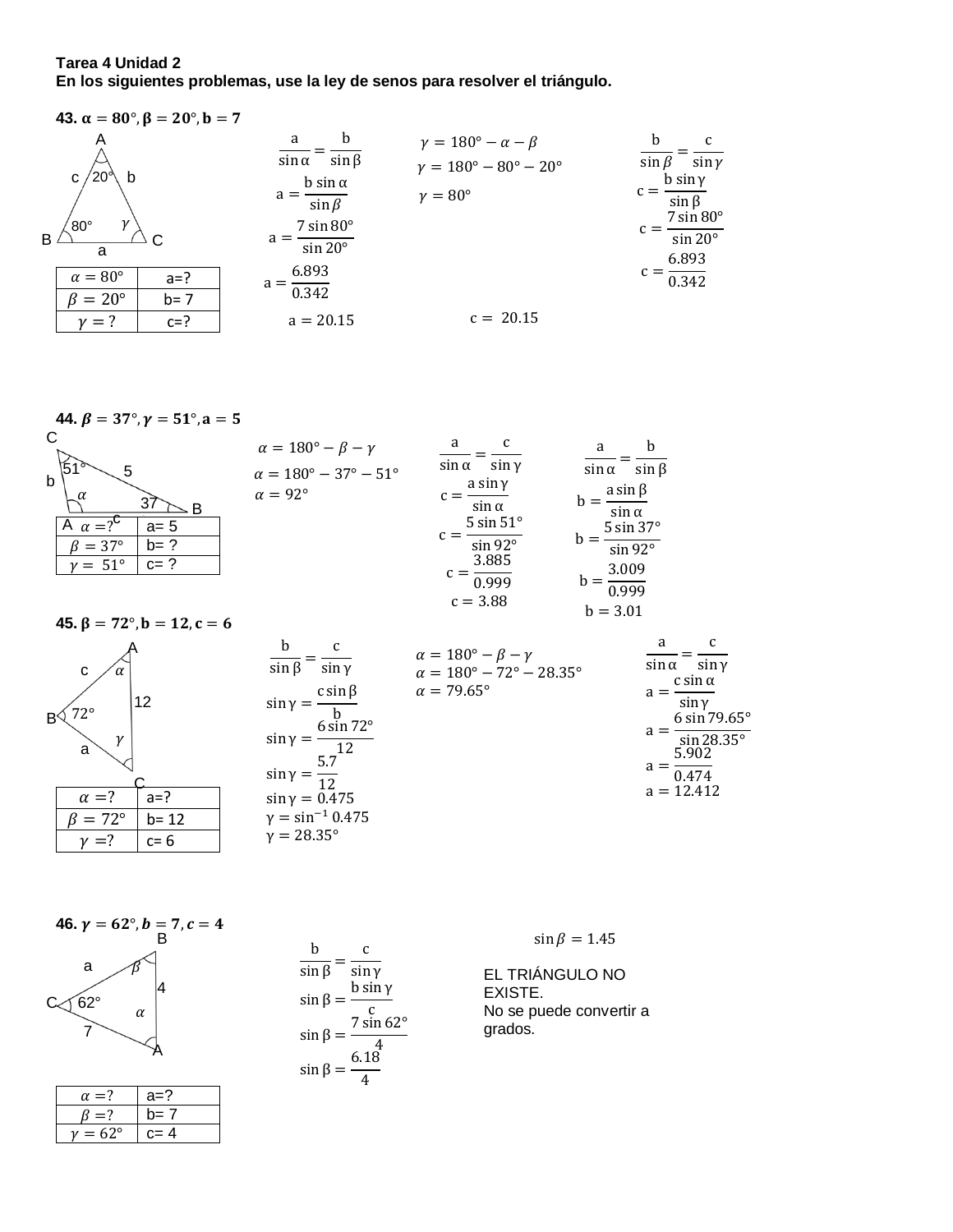**Tarea 4 Unidad 2**
**En los siguientes problemas, use la ley de senos para resolver el triángulo.**

**43.** $\alpha = 80°, \beta = 20°, b = 7$

| $\alpha = 80°$ | a=? |
|---|---|
| $\beta = 20°$ | b= 7 |
| $\gamma = ?$ | c=? |

$$\frac{a}{\sin \alpha} = \frac{b}{\sin \beta}$$

$$a = \frac{b \sin \alpha}{\sin \beta}$$

$$a = \frac{7 \sin 80°}{\sin 20°}$$

$$a = \frac{6.893}{0.342}$$

$$a = 20.15$$

$$\gamma = 180° - \alpha - \beta$$

$$\gamma = 180° - 80° - 20°$$

$$\gamma = 80°$$

$$\frac{b}{\sin \beta} = \frac{c}{\sin \gamma}$$

$$c = \frac{b \sin \gamma}{\sin \beta}$$

$$c = \frac{7 \sin 80°}{\sin 20°}$$

$$c = \frac{6.893}{0.342}$$

$$c = 20.15$$

**44.** $\beta = 37°, \gamma = 51°, a = 5$

| $\alpha = ?$ | a= 5 |
|---|---|
| $\beta = 37°$ | b= ? |
| $\gamma = 51°$ | c= ? |

$$\alpha = 180° - \beta - \gamma$$

$$\alpha = 180° - 37° - 51°$$

$$\alpha = 92°$$

$$\frac{a}{\sin \alpha} = \frac{c}{\sin \gamma}$$

$$c = \frac{a \sin \gamma}{\sin \alpha}$$

$$c = \frac{5 \sin 51°}{\sin 92°}$$

$$c = \frac{3.885}{0.999}$$

$$c = 3.88$$

$$\frac{a}{\sin \alpha} = \frac{b}{\sin \beta}$$

$$b = \frac{a \sin \beta}{\sin \alpha}$$

$$b = \frac{5 \sin 37°}{\sin 92°}$$

$$b = \frac{3.009}{0.999}$$

$$b = 3.01$$

**45.** $\beta = 72°, b = 12, c = 6$

| $\alpha = ?$ | a=? |
|---|---|
| $\beta = 72°$ | b= 12 |
| $\gamma = ?$ | c= 6 |

$$\frac{b}{\sin \beta} = \frac{c}{\sin \gamma}$$

$$\sin \gamma = \frac{c \sin \beta}{b}$$

$$\sin \gamma = \frac{6 \sin 72°}{12}$$

$$\sin \gamma = \frac{5.7}{12}$$

$$\sin \gamma = 0.475$$

$$\gamma = \sin^{-1} 0.475$$

$$\gamma = 28.35°$$

$$\alpha = 180° - \beta - \gamma$$

$$\alpha = 180° - 72° - 28.35°$$

$$\alpha = 79.65°$$

$$\frac{a}{\sin \alpha} = \frac{c}{\sin \gamma}$$

$$a = \frac{c \sin \alpha}{\sin \gamma}$$

$$a = \frac{6 \sin 79.65°}{\sin 28.35°}$$

$$a = \frac{5.902}{0.474}$$

$$a = 12.412$$

**46.** $\gamma = 62°, b = 7, c = 4$

| $\alpha = ?$ | a=? |
|---|---|
| $\beta = ?$ | b= 7 |
| $\gamma = 62°$ | c= 4 |

$$\frac{b}{\sin \beta} = \frac{c}{\sin \gamma}$$

$$\sin \beta = \frac{b \sin \gamma}{c}$$

$$\sin \beta = \frac{7 \sin 62°}{4}$$

$$\sin \beta = \frac{6.18}{4}$$

$$\sin \beta = 1.45$$

EL TRIÁNGULO NO EXISTE.
No se puede convertir a grados.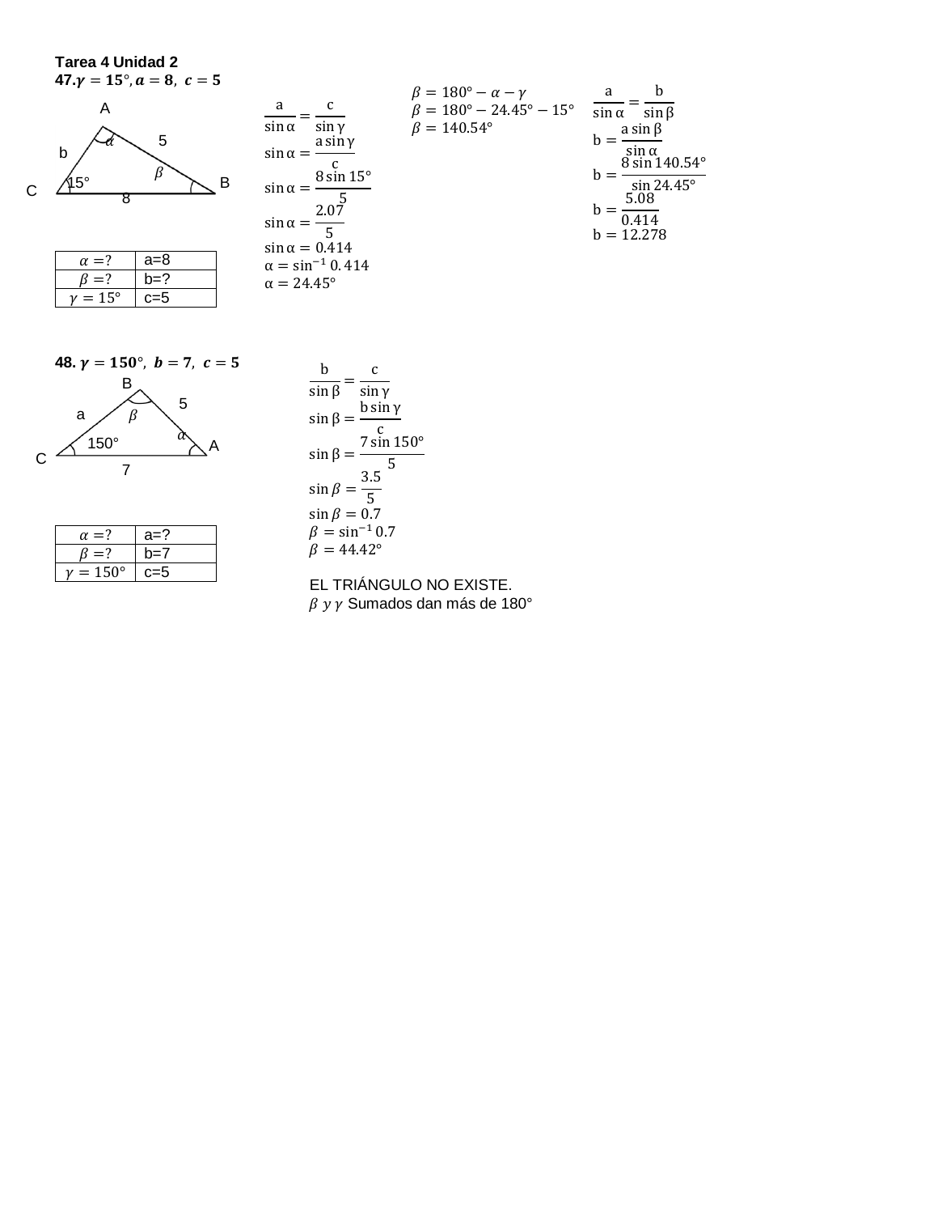**Tarea 4 Unidad 2**

**47.** $\gamma = 15°, a = 8,\ c = 5$

A

b

5

$\alpha$

$\beta$

C

15°

B

8

| | |
|---|---|
| $\alpha = ?$ | a=8 |
| $\beta = ?$ | b=? |
| $\gamma = 15°$ | c=5 |

$$\frac{a}{\sin\alpha} = \frac{c}{\sin\gamma}$$

$$\sin\alpha = \frac{a\sin\gamma}{c}$$

$$\sin\alpha = \frac{8\sin 15°}{5}$$

$$\sin\alpha = \frac{2.07}{5}$$

$$\sin\alpha = 0.414$$

$$\alpha = \sin^{-1} 0.414$$

$$\alpha = 24.45°$$

$$\beta = 180° - \alpha - \gamma$$

$$\beta = 180° - 24.45° - 15°$$

$$\beta = 140.54°$$

$$\frac{a}{\sin\alpha} = \frac{b}{\sin\beta}$$

$$b = \frac{a\sin\beta}{\sin\alpha}$$

$$b = \frac{8\sin 140.54°}{\sin 24.45°}$$

$$b = \frac{5.08}{0.414}$$

$$b = 12.278$$

**48.** $\gamma = 150°,\ b = 7,\ c = 5$

B

5

a

$\beta$

$\alpha$

150°

A

C

7

| | |
|---|---|
| $\alpha = ?$ | a=? |
| $\beta = ?$ | b=7 |
| $\gamma = 150°$ | c=5 |

$$\frac{b}{\sin\beta} = \frac{c}{\sin\gamma}$$

$$\sin\beta = \frac{b\sin\gamma}{c}$$

$$\sin\beta = \frac{7\sin 150°}{5}$$

$$\sin\beta = \frac{3.5}{5}$$

$$\sin\beta = 0.7$$

$$\beta = \sin^{-1} 0.7$$

$$\beta = 44.42°$$

EL TRIÁNGULO NO EXISTE.

$\beta$ y $\gamma$ Sumados dan más de 180°